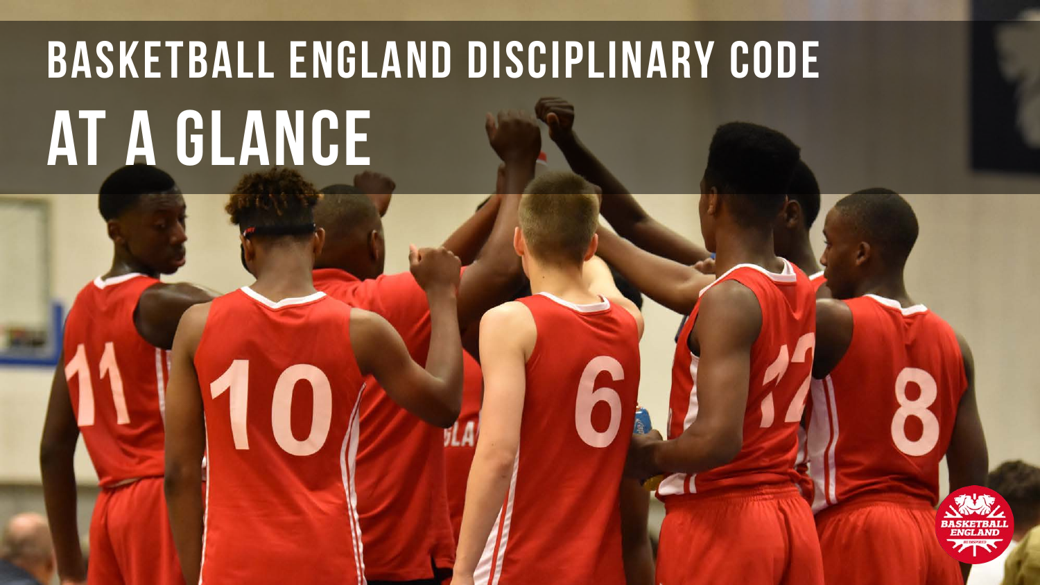# BASKETBALL ENGLAND DISCIPLINARY CODE

# AT A GLANCE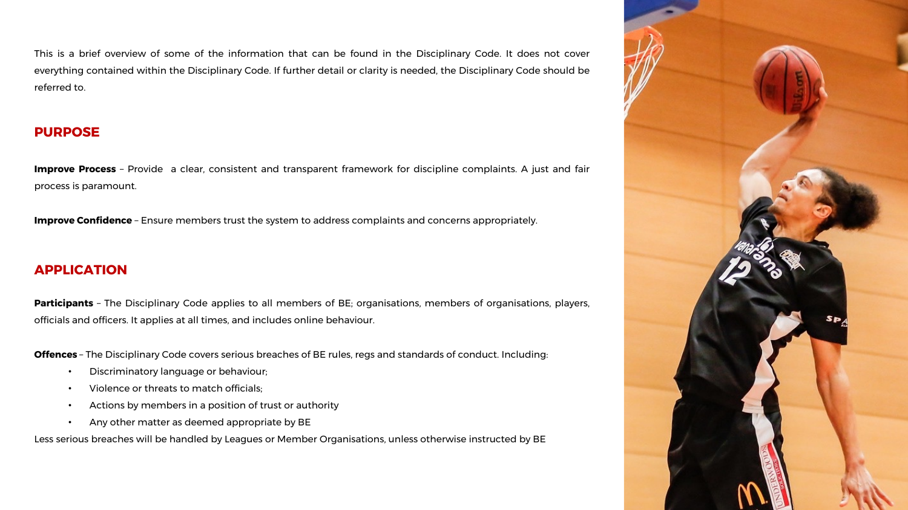This is a brief overview of some of the information that can be found in the Disciplinary Code. It does not cover everything contained within the Disciplinary Code. If further detail or clarity is needed, the Disciplinary Code should be referred to.

## PURPOSE

**Improve Process** – Provide a clear, consistent and transparent framework for discipline complaints. A just and fair process is paramount.

**Improve Confidence** – Ensure members trust the system to address complaints and concerns appropriately.

## APPLICATION

**Participants** – The Disciplinary Code applies to all members of BE; organisations, members of organisations, players, officials and officers. It applies at all times, and includes online behaviour.

**Offences** – The Disciplinary Code covers serious breaches of BE rules, regs and standards of conduct. Including:

- Discriminatory language or behaviour;
- Violence or threats to match officials;
- Actions by members in a position of trust or authority
- Any other matter as deemed appropriate by BE

Less serious breaches will be handled by Leagues or Member Organisations, unless otherwise instructed by BE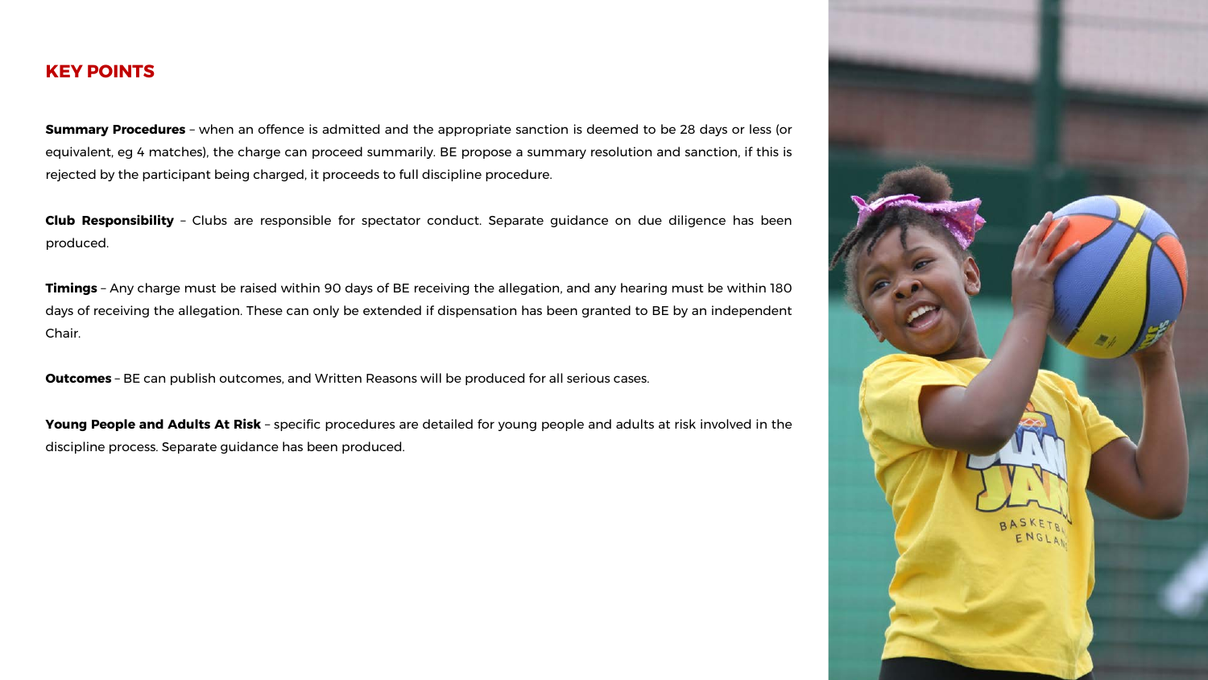## KEY POINTS

**Summary Procedures** – when an offence is admitted and the appropriate sanction is deemed to be 28 days or less (or equivalent, eg 4 matches), the charge can proceed summarily. BE propose a summary resolution and sanction, if this is rejected by the participant being charged, it proceeds to full discipline procedure.

**Club Responsibility** – Clubs are responsible for spectator conduct. Separate guidance on due diligence has been produced.

**Timings** – Any charge must be raised within 90 days of BE receiving the allegation, and any hearing must be within 180 days of receiving the allegation. These can only be extended if dispensation has been granted to BE by an independent Chair.

**Outcomes** – BE can publish outcomes, and Written Reasons will be produced for all serious cases.

**Young People and Adults At Risk** – specific procedures are detailed for young people and adults at risk involved in the discipline process. Separate guidance has been produced.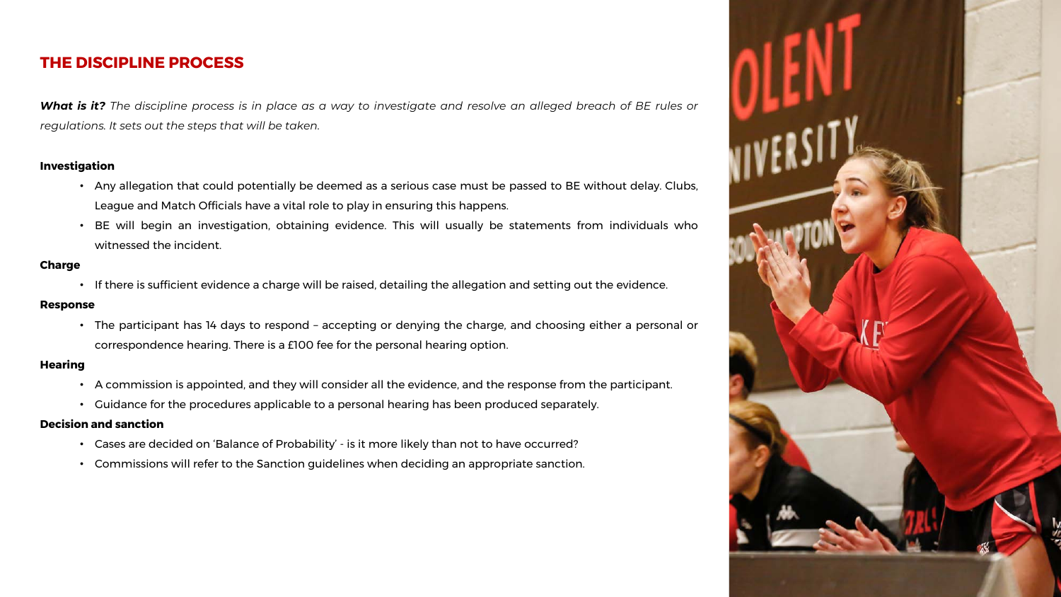## THE DISCIPLINE PROCESS

***What is it?*** *The discipline process is in place as a way to investigate and resolve an alleged breach of BE rules or regulations. It sets out the steps that will be taken.*

**Investigation**

- Any allegation that could potentially be deemed as a serious case must be passed to BE without delay. Clubs, League and Match Officials have a vital role to play in ensuring this happens.
- BE will begin an investigation, obtaining evidence. This will usually be statements from individuals who witnessed the incident.

**Charge**

- If there is sufficient evidence a charge will be raised, detailing the allegation and setting out the evidence.

**Response**

- The participant has 14 days to respond – accepting or denying the charge, and choosing either a personal or correspondence hearing. There is a £100 fee for the personal hearing option.

**Hearing**

- A commission is appointed, and they will consider all the evidence, and the response from the participant.
- Guidance for the procedures applicable to a personal hearing has been produced separately.

**Decision and sanction**

- Cases are decided on 'Balance of Probability' - is it more likely than not to have occurred?
- Commissions will refer to the Sanction guidelines when deciding an appropriate sanction.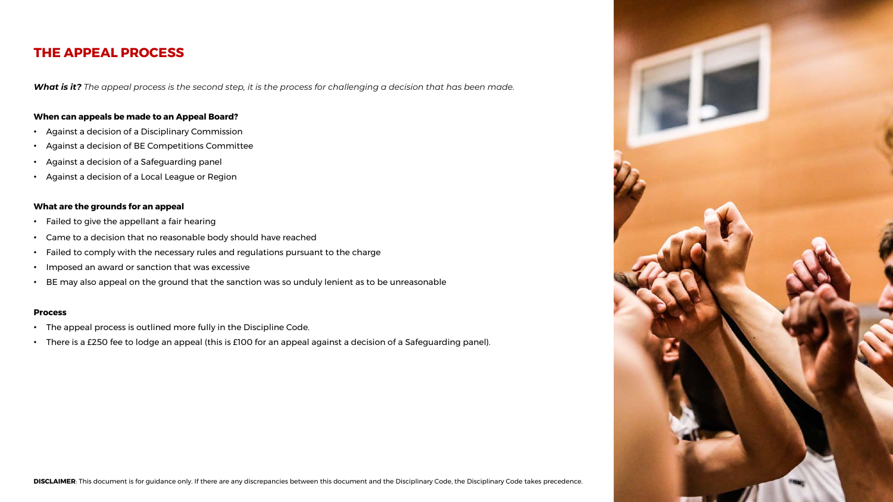# THE APPEAL PROCESS

***What is it?*** *The appeal process is the second step, it is the process for challenging a decision that has been made.*

**When can appeals be made to an Appeal Board?**

- Against a decision of a Disciplinary Commission
- Against a decision of BE Competitions Committee
- Against a decision of a Safeguarding panel
- Against a decision of a Local League or Region

**What are the grounds for an appeal**

- Failed to give the appellant a fair hearing
- Came to a decision that no reasonable body should have reached
- Failed to comply with the necessary rules and regulations pursuant to the charge
- Imposed an award or sanction that was excessive
- BE may also appeal on the ground that the sanction was so unduly lenient as to be unreasonable

**Process**

- The appeal process is outlined more fully in the Discipline Code.
- There is a £250 fee to lodge an appeal (this is £100 for an appeal against a decision of a Safeguarding panel).

**DISCLAIMER**: This document is for guidance only. If there are any discrepancies between this document and the Disciplinary Code, the Disciplinary Code takes precedence.